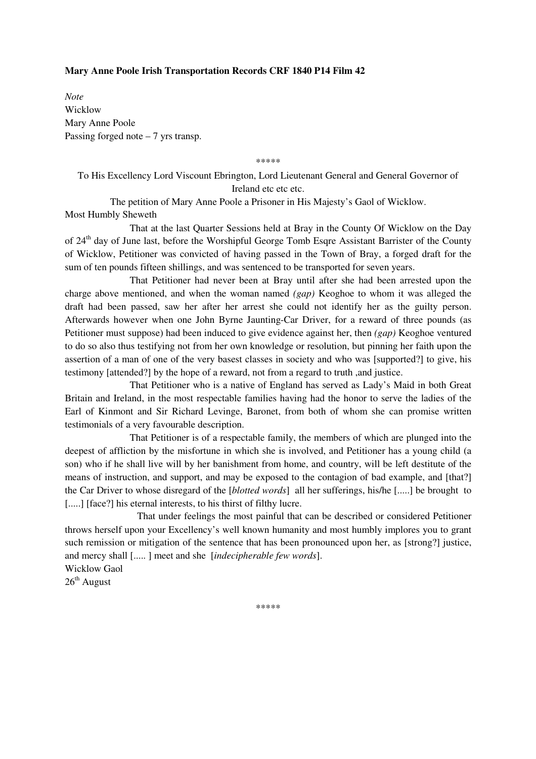**Mary Anne Poole Irish Transportation Records CRF 1840 P14 Film 42**

*Note*
Wicklow
Mary Anne Poole
Passing forged note – 7 yrs transp.

\*\*\*\*\*

To His Excellency Lord Viscount Ebrington, Lord Lieutenant General and General Governor of Ireland etc etc etc.

The petition of Mary Anne Poole a Prisoner in His Majesty's Gaol of Wicklow.

Most Humbly Sheweth

That at the last Quarter Sessions held at Bray in the County Of Wicklow on the Day of 24th day of June last, before the Worshipful George Tomb Esqre Assistant Barrister of the County of Wicklow, Petitioner was convicted of having passed in the Town of Bray, a forged draft for the sum of ten pounds fifteen shillings, and was sentenced to be transported for seven years.

That Petitioner had never been at Bray until after she had been arrested upon the charge above mentioned, and when the woman named *(gap)* Keoghoe to whom it was alleged the draft had been passed, saw her after her arrest she could not identify her as the guilty person. Afterwards however when one John Byrne Jaunting-Car Driver, for a reward of three pounds (as Petitioner must suppose) had been induced to give evidence against her, then *(gap)* Keoghoe ventured to do so also thus testifying not from her own knowledge or resolution, but pinning her faith upon the assertion of a man of one of the very basest classes in society and who was [supported?] to give, his testimony [attended?] by the hope of a reward, not from a regard to truth ,and justice.

That Petitioner who is a native of England has served as Lady's Maid in both Great Britain and Ireland, in the most respectable families having had the honor to serve the ladies of the Earl of Kinmont and Sir Richard Levinge, Baronet, from both of whom she can promise written testimonials of a very favourable description.

That Petitioner is of a respectable family, the members of which are plunged into the deepest of affliction by the misfortune in which she is involved, and Petitioner has a young child (a son) who if he shall live will by her banishment from home, and country, will be left destitute of the means of instruction, and support, and may be exposed to the contagion of bad example, and [that?] the Car Driver to whose disregard of the [*blotted words*] all her sufferings, his/he [.....] be brought to [.....] [face?] his eternal interests, to his thirst of filthy lucre.

That under feelings the most painful that can be described or considered Petitioner throws herself upon your Excellency's well known humanity and most humbly implores you to grant such remission or mitigation of the sentence that has been pronounced upon her, as [strong?] justice, and mercy shall [..... ] meet and she [*indecipherable few words*].

Wicklow Gaol
26th August

\*\*\*\*\*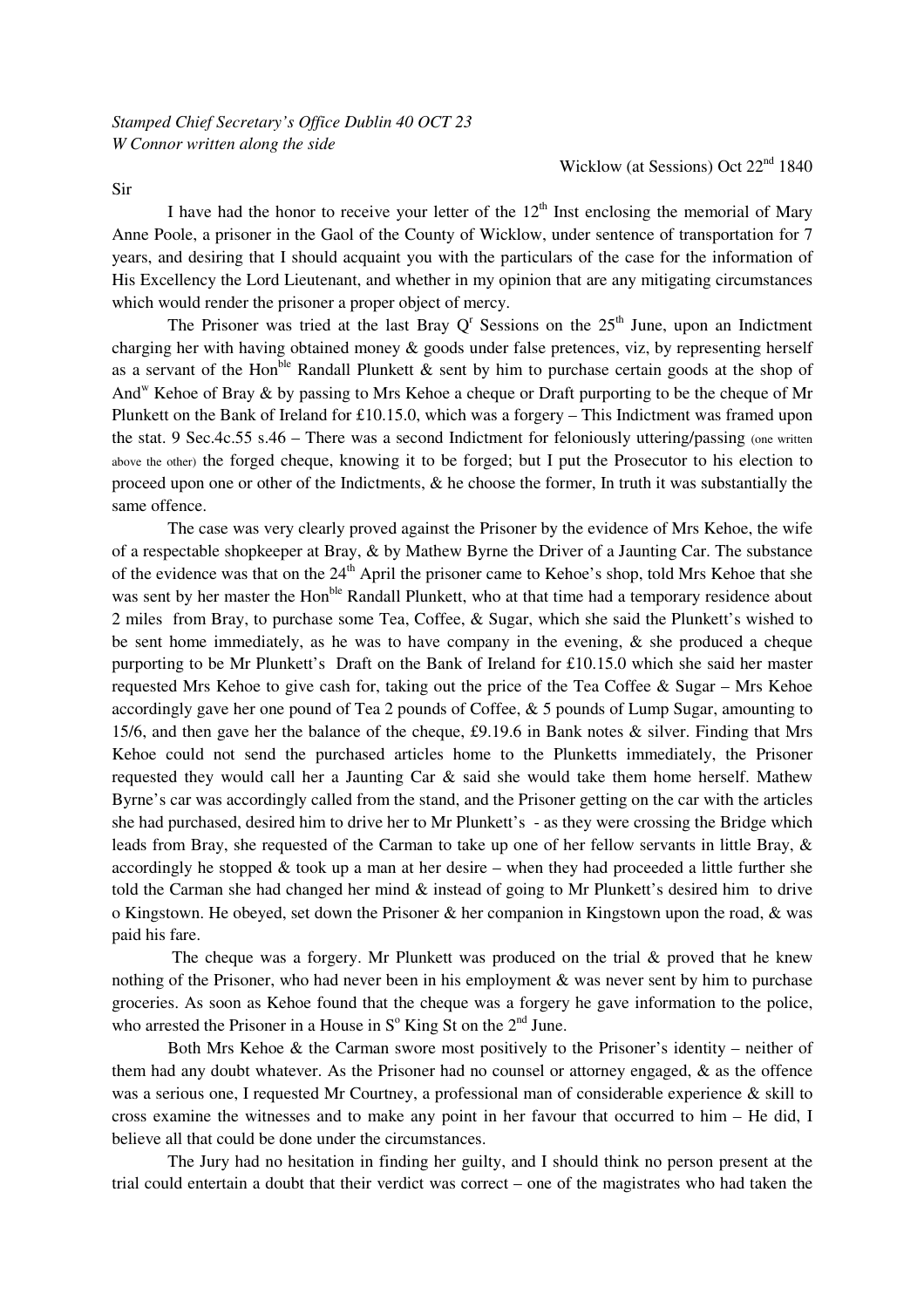*Stamped Chief Secretary's Office Dublin 40 OCT 23*
*W Connor written along the side*

Wicklow (at Sessions) Oct 22[nd] 1840

Sir

I have had the honor to receive your letter of the 12[th] Inst enclosing the memorial of Mary Anne Poole, a prisoner in the Gaol of the County of Wicklow, under sentence of transportation for 7 years, and desiring that I should acquaint you with the particulars of the case for the information of His Excellency the Lord Lieutenant, and whether in my opinion that are any mitigating circumstances which would render the prisoner a proper object of mercy.

The Prisoner was tried at the last Bray Q[r] Sessions on the 25[th] June, upon an Indictment charging her with having obtained money & goods under false pretences, viz, by representing herself as a servant of the Hon[ble] Randall Plunkett & sent by him to purchase certain goods at the shop of And[w] Kehoe of Bray & by passing to Mrs Kehoe a cheque or Draft purporting to be the cheque of Mr Plunkett on the Bank of Ireland for £10.15.0, which was a forgery – This Indictment was framed upon the stat. 9 Sec.4c.55 s.46 – There was a second Indictment for feloniously uttering/passing (one written above the other) the forged cheque, knowing it to be forged; but I put the Prosecutor to his election to proceed upon one or other of the Indictments, & he choose the former, In truth it was substantially the same offence.

The case was very clearly proved against the Prisoner by the evidence of Mrs Kehoe, the wife of a respectable shopkeeper at Bray, & by Mathew Byrne the Driver of a Jaunting Car. The substance of the evidence was that on the 24[th] April the prisoner came to Kehoe's shop, told Mrs Kehoe that she was sent by her master the Hon[ble] Randall Plunkett, who at that time had a temporary residence about 2 miles from Bray, to purchase some Tea, Coffee, & Sugar, which she said the Plunkett's wished to be sent home immediately, as he was to have company in the evening, & she produced a cheque purporting to be Mr Plunkett's Draft on the Bank of Ireland for £10.15.0 which she said her master requested Mrs Kehoe to give cash for, taking out the price of the Tea Coffee & Sugar – Mrs Kehoe accordingly gave her one pound of Tea 2 pounds of Coffee, & 5 pounds of Lump Sugar, amounting to 15/6, and then gave her the balance of the cheque, £9.19.6 in Bank notes & silver. Finding that Mrs Kehoe could not send the purchased articles home to the Plunketts immediately, the Prisoner requested they would call her a Jaunting Car & said she would take them home herself. Mathew Byrne's car was accordingly called from the stand, and the Prisoner getting on the car with the articles she had purchased, desired him to drive her to Mr Plunkett's - as they were crossing the Bridge which leads from Bray, she requested of the Carman to take up one of her fellow servants in little Bray, & accordingly he stopped & took up a man at her desire – when they had proceeded a little further she told the Carman she had changed her mind & instead of going to Mr Plunkett's desired him to drive o Kingstown. He obeyed, set down the Prisoner & her companion in Kingstown upon the road, & was paid his fare.

The cheque was a forgery. Mr Plunkett was produced on the trial & proved that he knew nothing of the Prisoner, who had never been in his employment & was never sent by him to purchase groceries. As soon as Kehoe found that the cheque was a forgery he gave information to the police, who arrested the Prisoner in a House in S[o] King St on the 2[nd] June.

Both Mrs Kehoe & the Carman swore most positively to the Prisoner's identity – neither of them had any doubt whatever. As the Prisoner had no counsel or attorney engaged, & as the offence was a serious one, I requested Mr Courtney, a professional man of considerable experience & skill to cross examine the witnesses and to make any point in her favour that occurred to him – He did, I believe all that could be done under the circumstances.

The Jury had no hesitation in finding her guilty, and I should think no person present at the trial could entertain a doubt that their verdict was correct – one of the magistrates who had taken the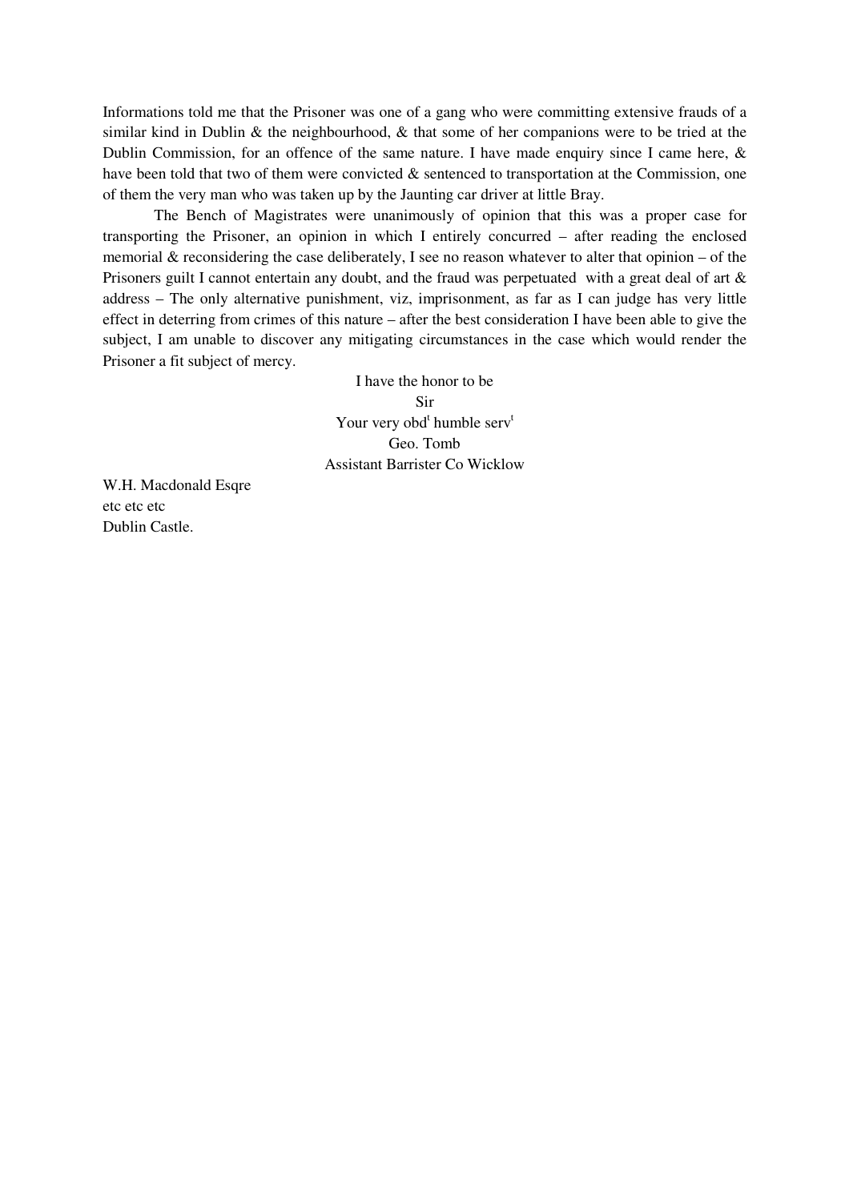Informations told me that the Prisoner was one of a gang who were committing extensive frauds of a similar kind in Dublin & the neighbourhood, & that some of her companions were to be tried at the Dublin Commission, for an offence of the same nature. I have made enquiry since I came here, & have been told that two of them were convicted & sentenced to transportation at the Commission, one of them the very man who was taken up by the Jaunting car driver at little Bray.

The Bench of Magistrates were unanimously of opinion that this was a proper case for transporting the Prisoner, an opinion in which I entirely concurred – after reading the enclosed memorial & reconsidering the case deliberately, I see no reason whatever to alter that opinion – of the Prisoners guilt I cannot entertain any doubt, and the fraud was perpetuated with a great deal of art & address – The only alternative punishment, viz, imprisonment, as far as I can judge has very little effect in deterring from crimes of this nature – after the best consideration I have been able to give the subject, I am unable to discover any mitigating circumstances in the case which would render the Prisoner a fit subject of mercy.

I have the honor to be
Sir
Your very obd[t] humble serv[t]
Geo. Tomb
Assistant Barrister Co Wicklow

W.H. Macdonald Esqre
etc etc etc
Dublin Castle.